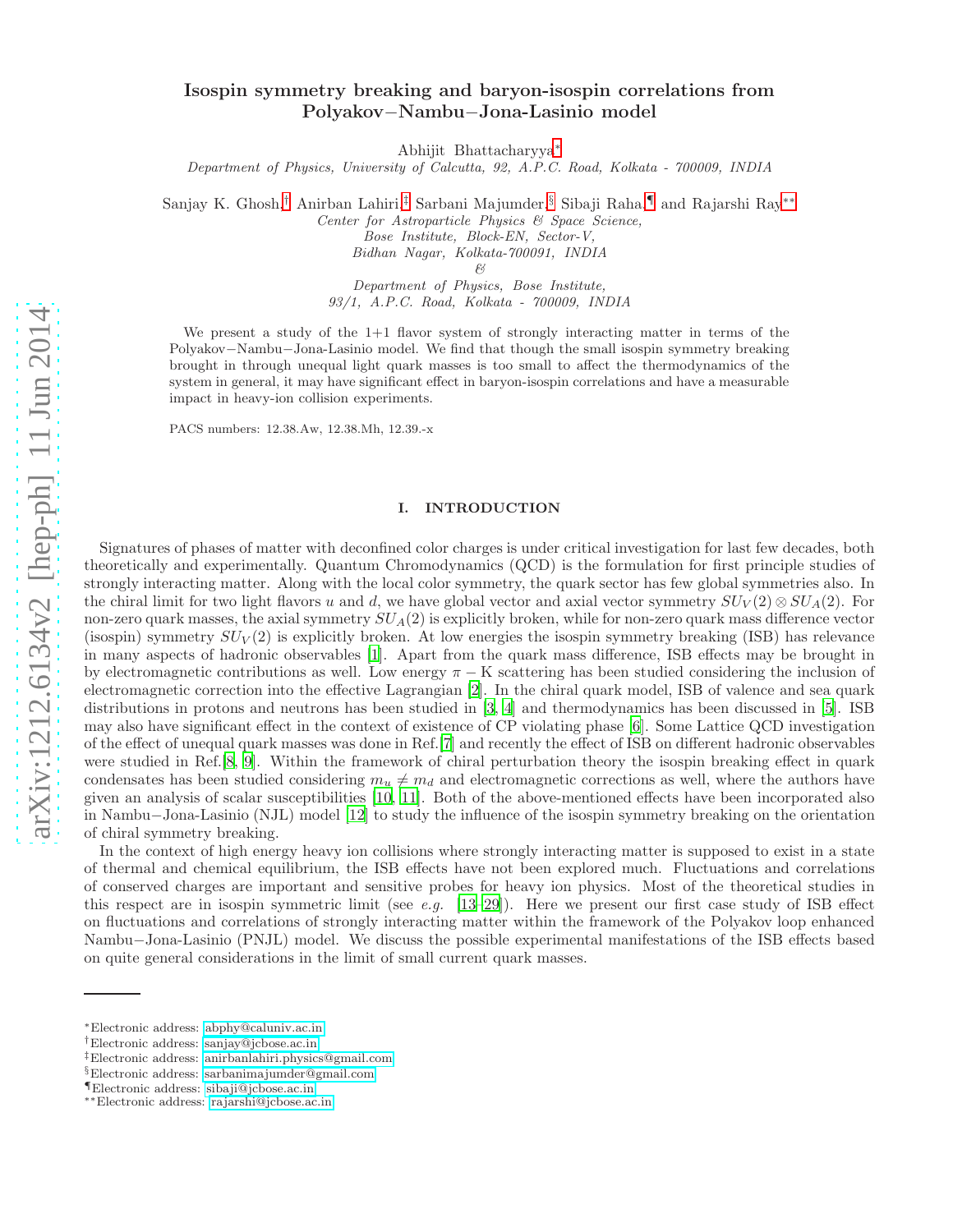# Isospin symmetry breaking and baryon-isospin correlations from Polyakov−Nambu−Jona-Lasinio model

Abhijit Bhattacharyya[*]

*Department of Physics, University of Calcutta, 92, A.P.C. Road, Kolkata - 700009, INDIA*

Sanjay K. Ghosh,[†] Anirban Lahiri,[‡] Sarbani Majumder,[§] Sibaji Raha,[¶] and Rajarshi Ray[**]

*Center for Astroparticle Physics & Space Science,*
*Bose Institute, Block-EN, Sector-V,*
*Bidhan Nagar, Kolkata-700091, INDIA*
*&*
*Department of Physics, Bose Institute,*
*93/1, A.P.C. Road, Kolkata - 700009, INDIA*

We present a study of the 1+1 flavor system of strongly interacting matter in terms of the Polyakov−Nambu−Jona-Lasinio model. We find that though the small isospin symmetry breaking brought in through unequal light quark masses is too small to affect the thermodynamics of the system in general, it may have significant effect in baryon-isospin correlations and have a measurable impact in heavy-ion collision experiments.

PACS numbers: 12.38.Aw, 12.38.Mh, 12.39.-x

## I. INTRODUCTION

Signatures of phases of matter with deconfined color charges is under critical investigation for last few decades, both theoretically and experimentally. Quantum Chromodynamics (QCD) is the formulation for first principle studies of strongly interacting matter. Along with the local color symmetry, the quark sector has few global symmetries also. In the chiral limit for two light flavors $u$ and $d$, we have global vector and axial vector symmetry $SU_V(2) \otimes SU_A(2)$. For non-zero quark masses, the axial symmetry $SU_A(2)$ is explicitly broken, while for non-zero quark mass difference vector (isospin) symmetry $SU_V(2)$ is explicitly broken. At low energies the isospin symmetry breaking (ISB) has relevance in many aspects of hadronic observables [1]. Apart from the quark mass difference, ISB effects may be brought in by electromagnetic contributions as well. Low energy $\pi-$K scattering has been studied considering the inclusion of electromagnetic correction into the effective Lagrangian [2]. In the chiral quark model, ISB of valence and sea quark distributions in protons and neutrons has been studied in [3, 4] and thermodynamics has been discussed in [5]. ISB may also have significant effect in the context of existence of CP violating phase [6]. Some Lattice QCD investigation of the effect of unequal quark masses was done in Ref.[7] and recently the effect of ISB on different hadronic observables were studied in Ref.[8, 9]. Within the framework of chiral perturbation theory the isospin breaking effect in quark condensates has been studied considering $m_u \neq m_d$ and electromagnetic corrections as well, where the authors have given an analysis of scalar susceptibilities [10, 11]. Both of the above-mentioned effects have been incorporated also in Nambu−Jona-Lasinio (NJL) model [12] to study the influence of the isospin symmetry breaking on the orientation of chiral symmetry breaking.

In the context of high energy heavy ion collisions where strongly interacting matter is supposed to exist in a state of thermal and chemical equilibrium, the ISB effects have not been explored much. Fluctuations and correlations of conserved charges are important and sensitive probes for heavy ion physics. Most of the theoretical studies in this respect are in isospin symmetric limit (see *e.g.* [13–29]). Here we present our first case study of ISB effect on fluctuations and correlations of strongly interacting matter within the framework of the Polyakov loop enhanced Nambu−Jona-Lasinio (PNJL) model. We discuss the possible experimental manifestations of the ISB effects based on quite general considerations in the limit of small current quark masses.

---

[*] Electronic address: abphy@caluniv.ac.in
[†] Electronic address: sanjay@jcbose.ac.in
[‡] Electronic address: anirbanlahiri.physics@gmail.com
[§] Electronic address: sarbanimajumder@gmail.com
[¶] Electronic address: sibaji@jcbose.ac.in
[**] Electronic address: rajarshi@jcbose.ac.in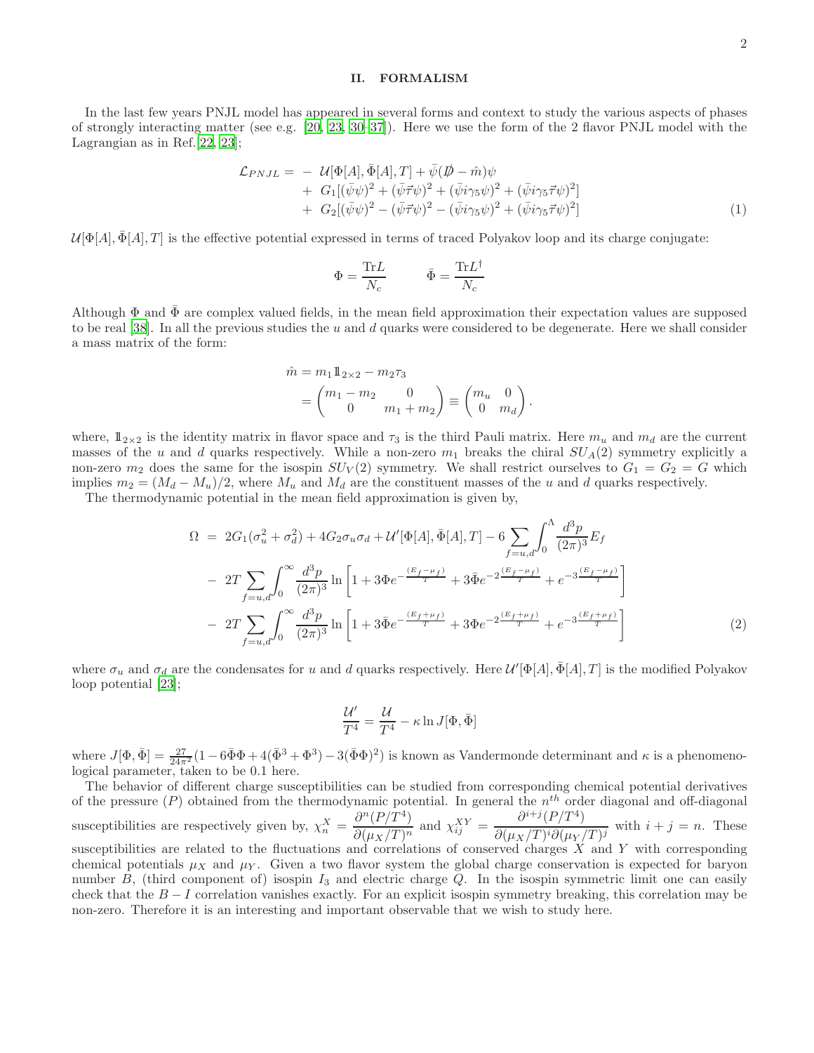## II. FORMALISM

In the last few years PNJL model has appeared in several forms and context to study the various aspects of phases of strongly interacting matter (see e.g. [20, 23, 30–37]). Here we use the form of the 2 flavor PNJL model with the Lagrangian as in Ref.[22, 23];

$$
\begin{aligned}
\mathcal{L}_{PNJL} = &- \mathcal{U}[\Phi[A],\bar{\Phi}[A],T] + \bar{\psi}(i\not{D} - \hat{m})\psi \\
&+ G_1[(\bar{\psi}\psi)^2 + (\bar{\psi}\vec{\tau}\psi)^2 + (\bar{\psi}i\gamma_5\psi)^2 + (\bar{\psi}i\gamma_5\vec{\tau}\psi)^2] \\
&+ G_2[(\bar{\psi}\psi)^2 - (\bar{\psi}\vec{\tau}\psi)^2 - (\bar{\psi}i\gamma_5\psi)^2 + (\bar{\psi}i\gamma_5\vec{\tau}\psi)^2]
\end{aligned}
\tag{1}
$$

$\mathcal{U}[\Phi[A],\bar{\Phi}[A],T]$ is the effective potential expressed in terms of traced Polyakov loop and its charge conjugate:

$$
\Phi = \frac{\mathrm{Tr}L}{N_c} \qquad \bar{\Phi} = \frac{\mathrm{Tr}L^\dagger}{N_c}
$$

Although $\Phi$ and $\bar{\Phi}$ are complex valued fields, in the mean field approximation their expectation values are supposed to be real [38]. In all the previous studies the $u$ and $d$ quarks were considered to be degenerate. Here we shall consider a mass matrix of the form:

$$
\begin{aligned}
\hat{m} &= m_1 \mathbb{1}_{2\times 2} - m_2\tau_3 \\
&= \begin{pmatrix} m_1 - m_2 & 0 \\ 0 & m_1 + m_2 \end{pmatrix} \equiv \begin{pmatrix} m_u & 0 \\ 0 & m_d \end{pmatrix}.
\end{aligned}
$$

where, $\mathbb{1}_{2\times 2}$ is the identity matrix in flavor space and $\tau_3$ is the third Pauli matrix. Here $m_u$ and $m_d$ are the current masses of the $u$ and $d$ quarks respectively. While a non-zero $m_1$ breaks the chiral $SU_A(2)$ symmetry explicitly a non-zero $m_2$ does the same for the isospin $SU_V(2)$ symmetry. We shall restrict ourselves to $G_1 = G_2 = G$ which implies $m_2 = (M_d - M_u)/2$, where $M_u$ and $M_d$ are the constituent masses of the $u$ and $d$ quarks respectively.

The thermodynamic potential in the mean field approximation is given by,

$$
\begin{aligned}
\Omega = &\ 2G_1(\sigma_u^2 + \sigma_d^2) + 4G_2\sigma_u\sigma_d + \mathcal{U}'[\Phi[A],\bar{\Phi}[A],T] - 6\sum_{f=u,d}\int_0^\Lambda \frac{d^3p}{(2\pi)^3}E_f \\
&- 2T\sum_{f=u,d}\int_0^\infty \frac{d^3p}{(2\pi)^3}\ln\left[1 + 3\Phi e^{-\frac{(E_f-\mu_f)}{T}} + 3\bar{\Phi}e^{-2\frac{(E_f-\mu_f)}{T}} + e^{-3\frac{(E_f-\mu_f)}{T}}\right] \\
&- 2T\sum_{f=u,d}\int_0^\infty \frac{d^3p}{(2\pi)^3}\ln\left[1 + 3\bar{\Phi} e^{-\frac{(E_f+\mu_f)}{T}} + 3\Phi e^{-2\frac{(E_f+\mu_f)}{T}} + e^{-3\frac{(E_f+\mu_f)}{T}}\right]
\end{aligned}
\tag{2}
$$

where $\sigma_u$ and $\sigma_d$ are the condensates for $u$ and $d$ quarks respectively. Here $\mathcal{U}'[\Phi[A],\bar{\Phi}[A],T]$ is the modified Polyakov loop potential [23];

$$
\frac{\mathcal{U}'}{T^4} = \frac{\mathcal{U}}{T^4} - \kappa \ln J[\Phi,\bar{\Phi}]
$$

where $J[\Phi,\bar{\Phi}] = \frac{27}{24\pi^2}(1 - 6\bar{\Phi}\Phi + 4(\bar{\Phi}^3 + \Phi^3) - 3(\bar{\Phi}\Phi)^2)$ is known as Vandermonde determinant and $\kappa$ is a phenomenological parameter, taken to be 0.1 here.

The behavior of different charge susceptibilities can be studied from corresponding chemical potential derivatives of the pressure ($P$) obtained from the thermodynamic potential. In general the $n^{th}$ order diagonal and off-diagonal susceptibilities are respectively given by, $\chi_n^X = \frac{\partial^n(P/T^4)}{\partial(\mu_X/T)^n}$ and $\chi_{ij}^{XY} = \frac{\partial^{i+j}(P/T^4)}{\partial(\mu_X/T)^i\partial(\mu_Y/T)^j}$ with $i + j = n$. These susceptibilities are related to the fluctuations and correlations of conserved charges $X$ and $Y$ with corresponding chemical potentials $\mu_X$ and $\mu_Y$. Given a two flavor system the global charge conservation is expected for baryon number $B$, (third component of) isospin $I_3$ and electric charge $Q$. In the isospin symmetric limit one can easily check that the $B - I$ correlation vanishes exactly. For an explicit isospin symmetry breaking, this correlation may be non-zero. Therefore it is an interesting and important observable that we wish to study here.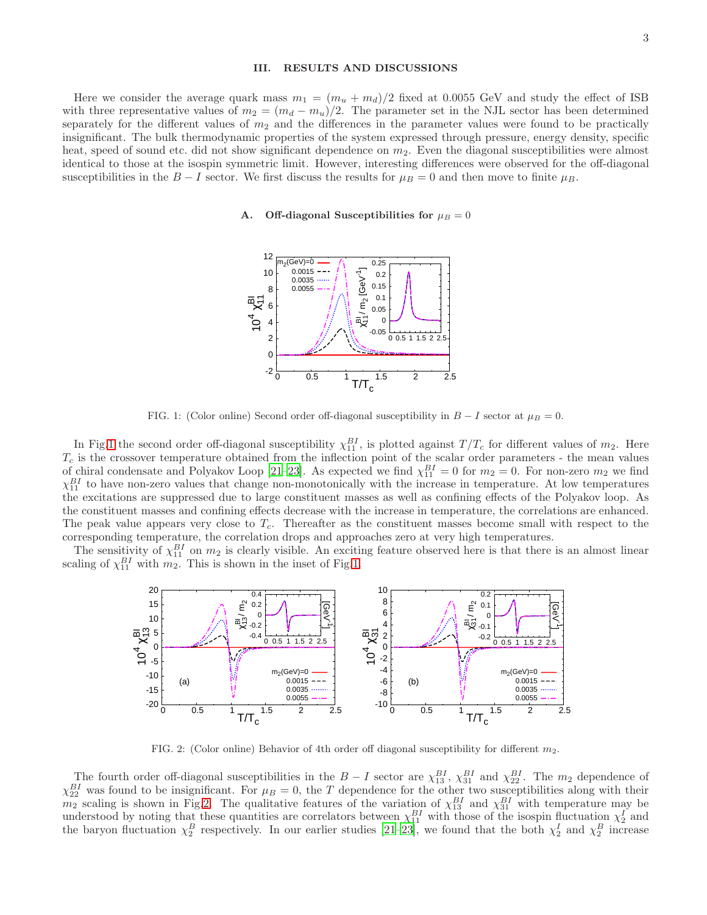## III. RESULTS AND DISCUSSIONS

Here we consider the average quark mass $m_1 = (m_u + m_d)/2$ fixed at 0.0055 GeV and study the effect of ISB with three representative values of $m_2 = (m_d - m_u)/2$. The parameter set in the NJL sector has been determined separately for the different values of $m_2$ and the differences in the parameter values were found to be practically insignificant. The bulk thermodynamic properties of the system expressed through pressure, energy density, specific heat, speed of sound etc. did not show significant dependence on $m_2$. Even the diagonal susceptibilities were almost identical to those at the isospin symmetric limit. However, interesting differences were observed for the off-diagonal susceptibilities in the $B - I$ sector. We first discuss the results for $\mu_B = 0$ and then move to finite $\mu_B$.

### A. Off-diagonal Susceptibilities for $\mu_B = 0$

FIG. 1: (Color online) Second order off-diagonal susceptibility in $B - I$ sector at $\mu_B = 0$.

In Fig.1 the second order off-diagonal susceptibility $\chi_{11}^{BI}$, is plotted against $T/T_c$ for different values of $m_2$. Here $T_c$ is the crossover temperature obtained from the inflection point of the scalar order parameters - the mean values of chiral condensate and Polyakov Loop [21–23]. As expected we find $\chi_{11}^{BI} = 0$ for $m_2 = 0$. For non-zero $m_2$ we find $\chi_{11}^{BI}$ to have non-zero values that change non-monotonically with the increase in temperature. At low temperatures the excitations are suppressed due to large constituent masses as well as confining effects of the Polyakov loop. As the constituent masses and confining effects decrease with the increase in temperature, the correlations are enhanced. The peak value appears very close to $T_c$. Thereafter as the constituent masses become small with respect to the corresponding temperature, the correlation drops and approaches zero at very high temperatures.

The sensitivity of $\chi_{11}^{BI}$ on $m_2$ is clearly visible. An exciting feature observed here is that there is an almost linear scaling of $\chi_{11}^{BI}$ with $m_2$. This is shown in the inset of Fig.1.

FIG. 2: (Color online) Behavior of 4th order off diagonal susceptibility for different $m_2$.

The fourth order off-diagonal susceptibilities in the $B - I$ sector are $\chi_{13}^{BI}$, $\chi_{31}^{BI}$ and $\chi_{22}^{BI}$. The $m_2$ dependence of $\chi_{22}^{BI}$ was found to be insignificant. For $\mu_B = 0$, the $T$ dependence for the other two susceptibilities along with their $m_2$ scaling is shown in Fig.2. The qualitative features of the variation of $\chi_{13}^{BI}$ and $\chi_{31}^{BI}$ with temperature may be understood by noting that these quantities are correlators between $\chi_{11}^{BI}$ with those of the isospin fluctuation $\chi_2^I$ and the baryon fluctuation $\chi_2^B$ respectively. In our earlier studies [21–23], we found that the both $\chi_2^I$ and $\chi_2^B$ increase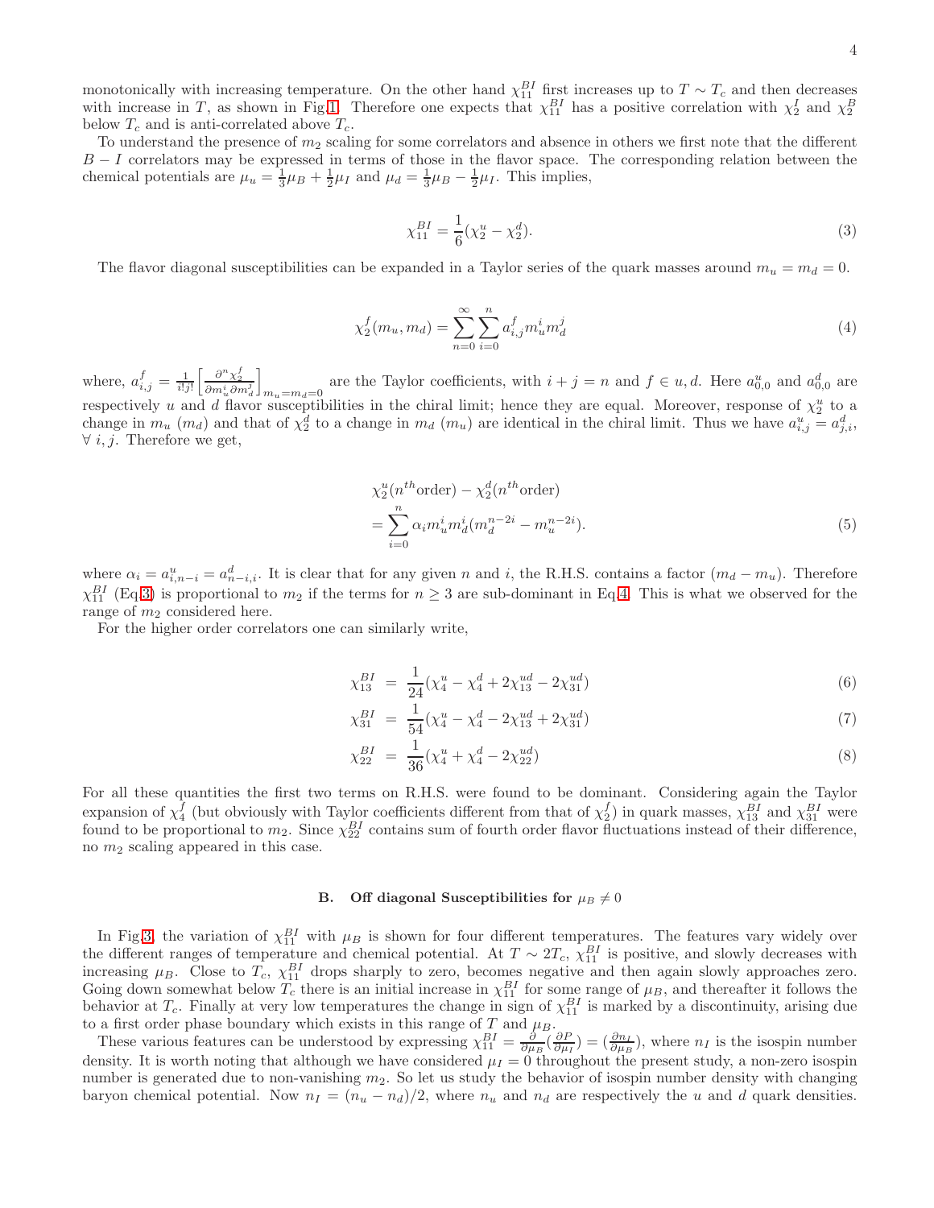monotonically with increasing temperature. On the other hand $\chi_{11}^{BI}$ first increases up to $T \sim T_c$ and then decreases with increase in $T$, as shown in Fig.1. Therefore one expects that $\chi_{11}^{BI}$ has a positive correlation with $\chi_2^I$ and $\chi_2^B$ below $T_c$ and is anti-correlated above $T_c$.

To understand the presence of $m_2$ scaling for some correlators and absence in others we first note that the different $B-I$ correlators may be expressed in terms of those in the flavor space. The corresponding relation between the chemical potentials are $\mu_u = \frac{1}{3}\mu_B + \frac{1}{2}\mu_I$ and $\mu_d = \frac{1}{3}\mu_B - \frac{1}{2}\mu_I$. This implies,

$$\chi_{11}^{BI} = \frac{1}{6}(\chi_2^u - \chi_2^d). \tag{3}$$

The flavor diagonal susceptibilities can be expanded in a Taylor series of the quark masses around $m_u = m_d = 0$.

$$\chi_2^f(m_u, m_d) = \sum_{n=0}^{\infty}\sum_{i=0}^{n} a_{i,j}^f m_u^i m_d^j \tag{4}$$

where, $a_{i,j}^f = \frac{1}{i!j!}\left[\frac{\partial^n \chi_2^f}{\partial m_u^i \partial m_d^j}\right]_{m_u=m_d=0}$ are the Taylor coefficients, with $i+j=n$ and $f \in u, d$. Here $a_{0,0}^u$ and $a_{0,0}^d$ are respectively $u$ and $d$ flavor susceptibilities in the chiral limit; hence they are equal. Moreover, response of $\chi_2^u$ to a change in $m_u$ ($m_d$) and that of $\chi_2^d$ to a change in $m_d$ ($m_u$) are identical in the chiral limit. Thus we have $a_{i,j}^u = a_{j,i}^d$, $\forall\ i, j$. Therefore we get,

$$\begin{aligned}
&\chi_2^u(n^{th}\text{order}) - \chi_2^d(n^{th}\text{order}) \\
&= \sum_{i=0}^{n} \alpha_i m_u^i m_d^i (m_d^{n-2i} - m_u^{n-2i}).
\end{aligned} \tag{5}$$

where $\alpha_i = a_{i,n-i}^u = a_{n-i,i}^d$. It is clear that for any given $n$ and $i$, the R.H.S. contains a factor $(m_d - m_u)$. Therefore $\chi_{11}^{BI}$ (Eq.3) is proportional to $m_2$ if the terms for $n \geq 3$ are sub-dominant in Eq.4. This is what we observed for the range of $m_2$ considered here.

For the higher order correlators one can similarly write,

$$\chi_{13}^{BI} = \frac{1}{24}(\chi_4^u - \chi_4^d + 2\chi_{13}^{ud} - 2\chi_{31}^{ud}) \tag{6}$$

$$\chi_{31}^{BI} = \frac{1}{54}(\chi_4^u - \chi_4^d - 2\chi_{13}^{ud} + 2\chi_{31}^{ud}) \tag{7}$$

$$\chi_{22}^{BI} = \frac{1}{36}(\chi_4^u + \chi_4^d - 2\chi_{22}^{ud}) \tag{8}$$

For all these quantities the first two terms on R.H.S. were found to be dominant. Considering again the Taylor expansion of $\chi_4^f$ (but obviously with Taylor coefficients different from that of $\chi_2^f$) in quark masses, $\chi_{13}^{BI}$ and $\chi_{31}^{BI}$ were found to be proportional to $m_2$. Since $\chi_{22}^{BI}$ contains sum of fourth order flavor fluctuations instead of their difference, no $m_2$ scaling appeared in this case.

### B. Off diagonal Susceptibilities for $\mu_B \neq 0$

In Fig.3, the variation of $\chi_{11}^{BI}$ with $\mu_B$ is shown for four different temperatures. The features vary widely over the different ranges of temperature and chemical potential. At $T \sim 2T_c$, $\chi_{11}^{BI}$ is positive, and slowly decreases with increasing $\mu_B$. Close to $T_c$, $\chi_{11}^{BI}$ drops sharply to zero, becomes negative and then again slowly approaches zero. Going down somewhat below $T_c$ there is an initial increase in $\chi_{11}^{BI}$ for some range of $\mu_B$, and thereafter it follows the behavior at $T_c$. Finally at very low temperatures the change in sign of $\chi_{11}^{BI}$ is marked by a discontinuity, arising due to a first order phase boundary which exists in this range of $T$ and $\mu_B$.

These various features can be understood by expressing $\chi_{11}^{BI} = \frac{\partial}{\partial \mu_B}(\frac{\partial P}{\partial \mu_I}) = (\frac{\partial n_I}{\partial \mu_B})$, where $n_I$ is the isospin number density. It is worth noting that although we have considered $\mu_I = 0$ throughout the present study, a non-zero isospin number is generated due to non-vanishing $m_2$. So let us study the behavior of isospin number density with changing baryon chemical potential. Now $n_I = (n_u - n_d)/2$, where $n_u$ and $n_d$ are respectively the $u$ and $d$ quark densities.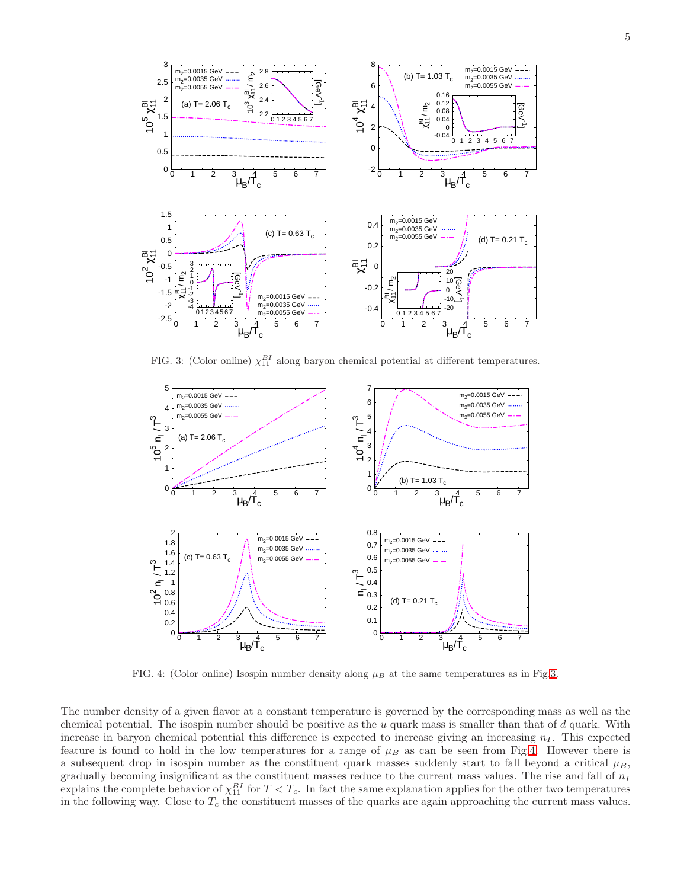FIG. 3: (Color online) $\chi_{11}^{BI}$ along baryon chemical potential at different temperatures.

FIG. 4: (Color online) Isospin number density along $\mu_B$ at the same temperatures as in Fig.3.

The number density of a given flavor at a constant temperature is governed by the corresponding mass as well as the chemical potential. The isospin number should be positive as the $u$ quark mass is smaller than that of $d$ quark. With increase in baryon chemical potential this difference is expected to increase giving an increasing $n_I$. This expected feature is found to hold in the low temperatures for a range of $\mu_B$ as can be seen from Fig.4. However there is a subsequent drop in isospin number as the constituent quark masses suddenly start to fall beyond a critical $\mu_B$, gradually becoming insignificant as the constituent masses reduce to the current mass values. The rise and fall of $n_I$ explains the complete behavior of $\chi_{11}^{BI}$ for $T < T_c$. In fact the same explanation applies for the other two temperatures in the following way. Close to $T_c$ the constituent masses of the quarks are again approaching the current mass values.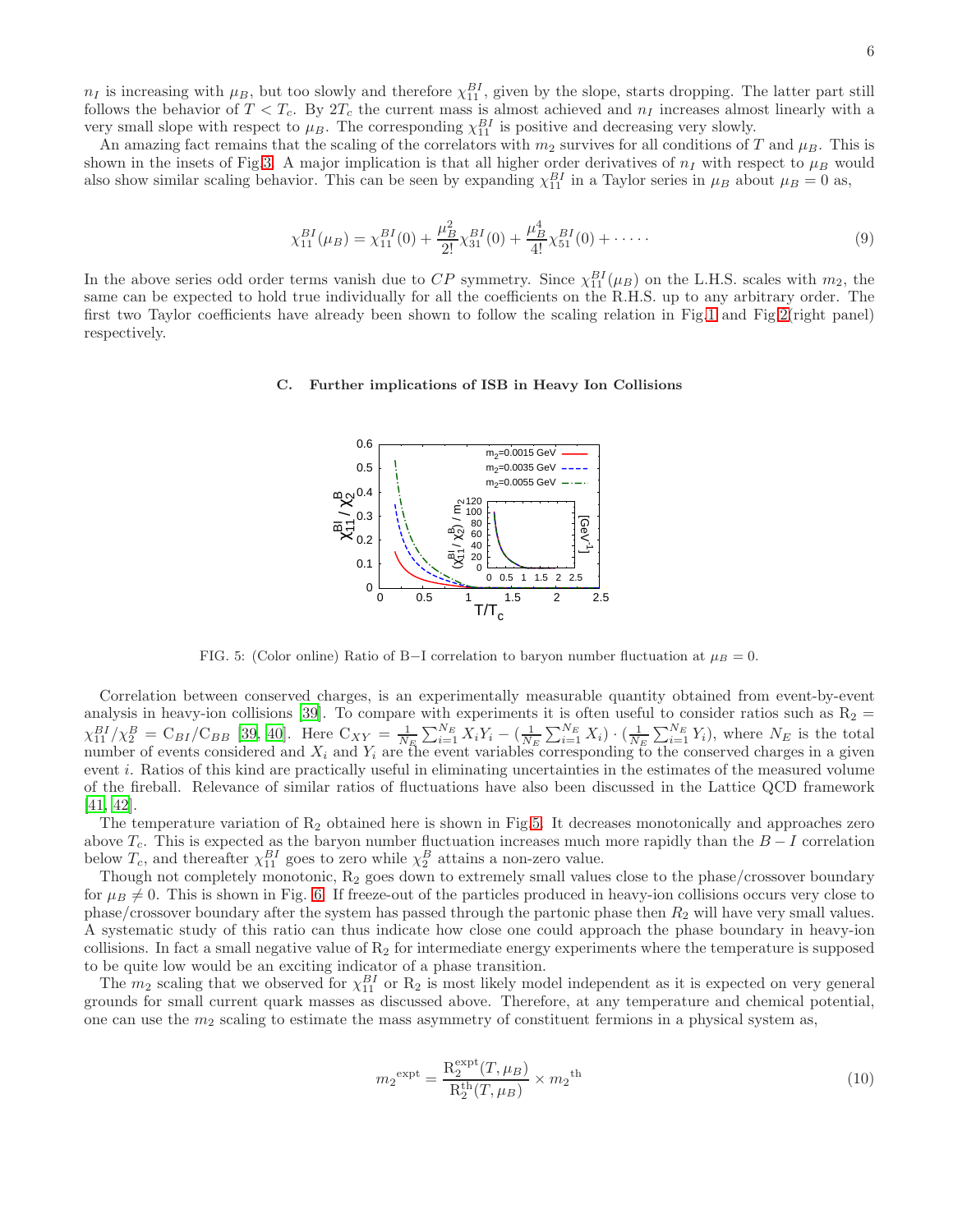$n_I$ is increasing with $\mu_B$, but too slowly and therefore $\chi_{11}^{BI}$, given by the slope, starts dropping. The latter part still follows the behavior of $T < T_c$. By $2T_c$ the current mass is almost achieved and $n_I$ increases almost linearly with a very small slope with respect to $\mu_B$. The corresponding $\chi_{11}^{BI}$ is positive and decreasing very slowly.

An amazing fact remains that the scaling of the correlators with $m_2$ survives for all conditions of $T$ and $\mu_B$. This is shown in the insets of Fig.3. A major implication is that all higher order derivatives of $n_I$ with respect to $\mu_B$ would also show similar scaling behavior. This can be seen by expanding $\chi_{11}^{BI}$ in a Taylor series in $\mu_B$ about $\mu_B = 0$ as,

$$\chi_{11}^{BI}(\mu_B) = \chi_{11}^{BI}(0) + \frac{\mu_B^2}{2!}\chi_{31}^{BI}(0) + \frac{\mu_B^4}{4!}\chi_{51}^{BI}(0) + \cdots\cdots \tag{9}$$

In the above series odd order terms vanish due to $CP$ symmetry. Since $\chi_{11}^{BI}(\mu_B)$ on the L.H.S. scales with $m_2$, the same can be expected to hold true individually for all the coefficients on the R.H.S. up to any arbitrary order. The first two Taylor coefficients have already been shown to follow the scaling relation in Fig.1 and Fig.2(right panel) respectively.

### C. Further implications of ISB in Heavy Ion Collisions

FIG. 5: (Color online) Ratio of B−I correlation to baryon number fluctuation at $\mu_B = 0$.

Correlation between conserved charges, is an experimentally measurable quantity obtained from event-by-event analysis in heavy-ion collisions [39]. To compare with experiments it is often useful to consider ratios such as $\mathrm{R}_2 = \chi_{11}^{BI}/\chi_2^B = \mathrm{C}_{BI}/\mathrm{C}_{BB}$ [39, 40]. Here $\mathrm{C}_{XY} = \frac{1}{N_E}\sum_{i=1}^{N_E} X_i Y_i - (\frac{1}{N_E}\sum_{i=1}^{N_E} X_i) \cdot (\frac{1}{N_E}\sum_{i=1}^{N_E} Y_i)$, where $N_E$ is the total number of events considered and $X_i$ and $Y_i$ are the event variables corresponding to the conserved charges in a given event $i$. Ratios of this kind are practically useful in eliminating uncertainties in the estimates of the measured volume of the fireball. Relevance of similar ratios of fluctuations have also been discussed in the Lattice QCD framework [41, 42].

The temperature variation of $\mathrm{R}_2$ obtained here is shown in Fig.5. It decreases monotonically and approaches zero above $T_c$. This is expected as the baryon number fluctuation increases much more rapidly than the $B - I$ correlation below $T_c$, and thereafter $\chi_{11}^{BI}$ goes to zero while $\chi_2^B$ attains a non-zero value.

Though not completely monotonic, $\mathrm{R}_2$ goes down to extremely small values close to the phase/crossover boundary for $\mu_B \neq 0$. This is shown in Fig. 6. If freeze-out of the particles produced in heavy-ion collisions occurs very close to phase/crossover boundary after the system has passed through the partonic phase then $R_2$ will have very small values. A systematic study of this ratio can thus indicate how close one could approach the phase boundary in heavy-ion collisions. In fact a small negative value of $\mathrm{R}_2$ for intermediate energy experiments where the temperature is supposed to be quite low would be an exciting indicator of a phase transition.

The $m_2$ scaling that we observed for $\chi_{11}^{BI}$ or $\mathrm{R}_2$ is most likely model independent as it is expected on very general grounds for small current quark masses as discussed above. Therefore, at any temperature and chemical potential, one can use the $m_2$ scaling to estimate the mass asymmetry of constituent fermions in a physical system as,

$$m_2{}^{\mathrm{expt}} = \frac{\mathrm{R}_2^{\mathrm{expt}}(T, \mu_B)}{\mathrm{R}_2^{\mathrm{th}}(T, \mu_B)} \times m_2{}^{\mathrm{th}} \tag{10}$$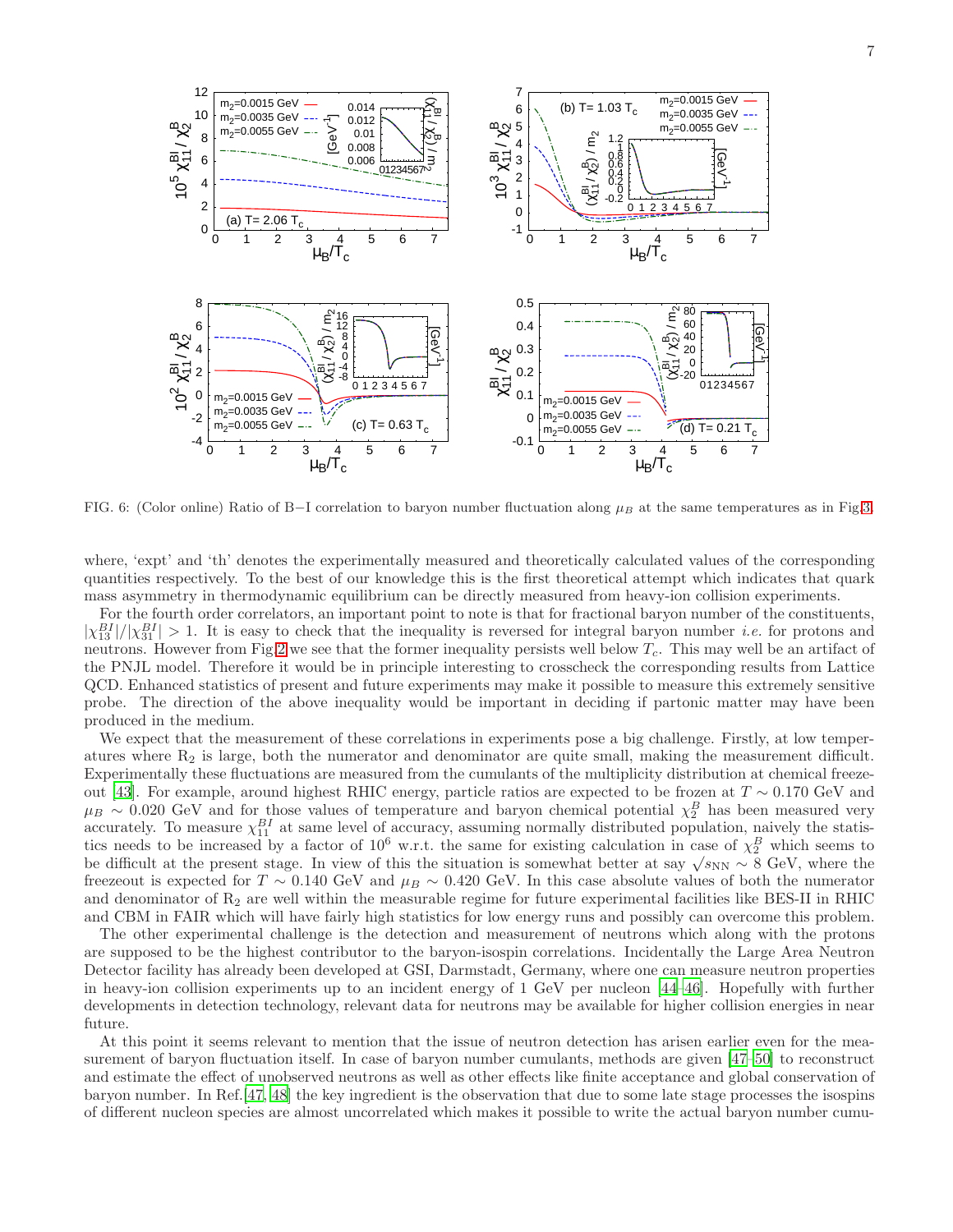FIG. 6: (Color online) Ratio of B−I correlation to baryon number fluctuation along $\mu_B$ at the same temperatures as in Fig.3.

where, 'expt' and 'th' denotes the experimentally measured and theoretically calculated values of the corresponding quantities respectively. To the best of our knowledge this is the first theoretical attempt which indicates that quark mass asymmetry in thermodynamic equilibrium can be directly measured from heavy-ion collision experiments.

For the fourth order correlators, an important point to note is that for fractional baryon number of the constituents, $|\chi_{13}^{BI}|/|\chi_{31}^{BI}| > 1$. It is easy to check that the inequality is reversed for integral baryon number *i.e.* for protons and neutrons. However from Fig.2 we see that the former inequality persists well below $T_c$. This may well be an artifact of the PNJL model. Therefore it would be in principle interesting to crosscheck the corresponding results from Lattice QCD. Enhanced statistics of present and future experiments may make it possible to measure this extremely sensitive probe. The direction of the above inequality would be important in deciding if partonic matter may have been produced in the medium.

We expect that the measurement of these correlations in experiments pose a big challenge. Firstly, at low temperatures where $R_2$ is large, both the numerator and denominator are quite small, making the measurement difficult. Experimentally these fluctuations are measured from the cumulants of the multiplicity distribution at chemical freezeout [43]. For example, around highest RHIC energy, particle ratios are expected to be frozen at $T \sim 0.170$ GeV and $\mu_B \sim 0.020$ GeV and for those values of temperature and baryon chemical potential $\chi_2^B$ has been measured very accurately. To measure $\chi_{11}^{BI}$ at same level of accuracy, assuming normally distributed population, naively the statistics needs to be increased by a factor of $10^6$ w.r.t. the same for existing calculation in case of $\chi_2^B$ which seems to be difficult at the present stage. In view of this the situation is somewhat better at say $\sqrt{s_{\rm NN}} \sim 8$ GeV, where the freezeout is expected for $T \sim 0.140$ GeV and $\mu_B \sim 0.420$ GeV. In this case absolute values of both the numerator and denominator of $R_2$ are well within the measurable regime for future experimental facilities like BES-II in RHIC and CBM in FAIR which will have fairly high statistics for low energy runs and possibly can overcome this problem.

The other experimental challenge is the detection and measurement of neutrons which along with the protons are supposed to be the highest contributor to the baryon-isospin correlations. Incidentally the Large Area Neutron Detector facility has already been developed at GSI, Darmstadt, Germany, where one can measure neutron properties in heavy-ion collision experiments up to an incident energy of 1 GeV per nucleon [44–46]. Hopefully with further developments in detection technology, relevant data for neutrons may be available for higher collision energies in near future.

At this point it seems relevant to mention that the issue of neutron detection has arisen earlier even for the measurement of baryon fluctuation itself. In case of baryon number cumulants, methods are given [47–50] to reconstruct and estimate the effect of unobserved neutrons as well as other effects like finite acceptance and global conservation of baryon number. In Ref.[47, 48] the key ingredient is the observation that due to some late stage processes the isospins of different nucleon species are almost uncorrelated which makes it possible to write the actual baryon number cumu-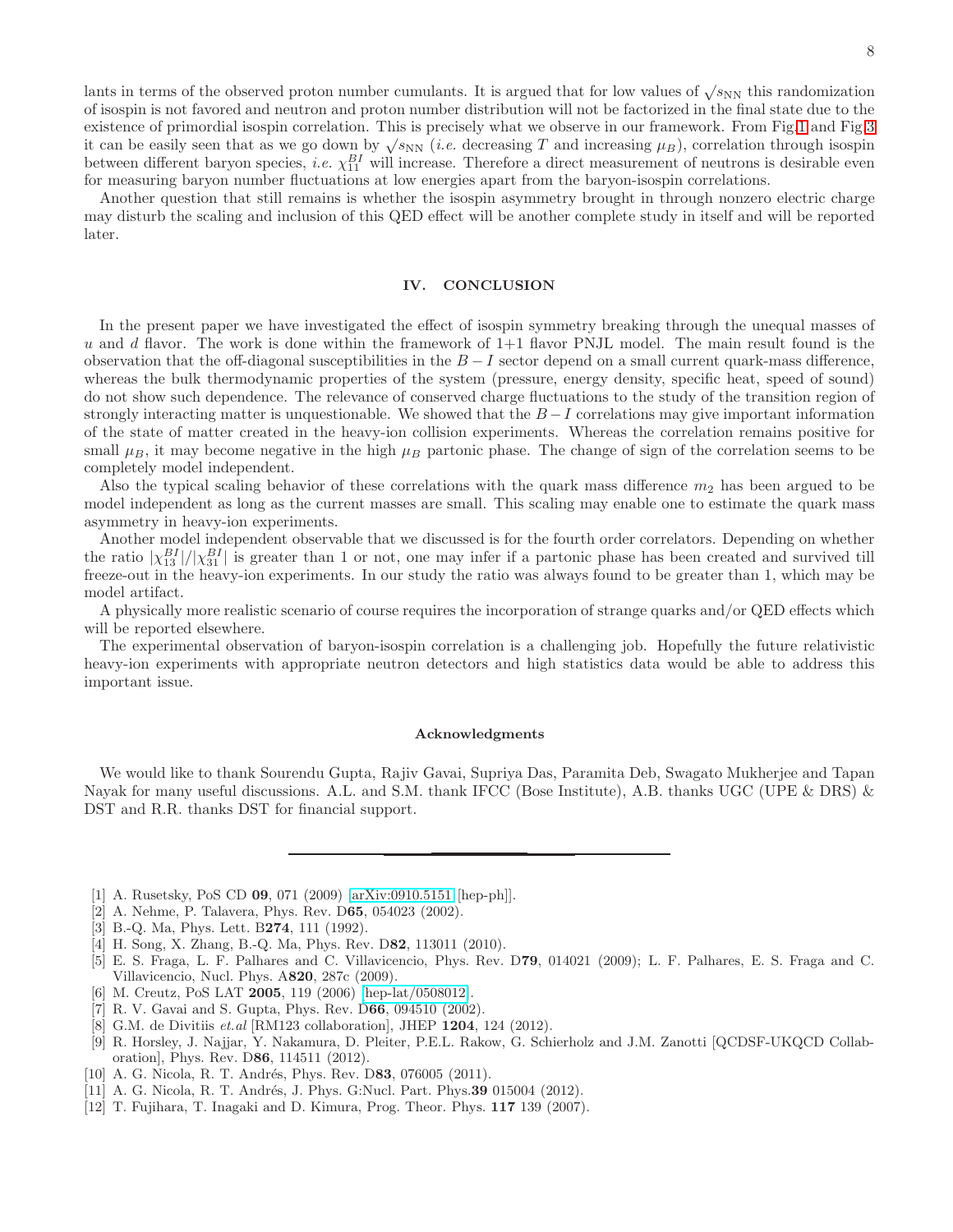lants in terms of the observed proton number cumulants. It is argued that for low values of $\sqrt{s_{\rm NN}}$ this randomization of isospin is not favored and neutron and proton number distribution will not be factorized in the final state due to the existence of primordial isospin correlation. This is precisely what we observe in our framework. From Fig.1 and Fig.3 it can be easily seen that as we go down by $\sqrt{s_{\rm NN}}$ (*i.e.* decreasing $T$ and increasing $\mu_B$), correlation through isospin between different baryon species, *i.e.* $\chi_{11}^{BI}$ will increase. Therefore a direct measurement of neutrons is desirable even for measuring baryon number fluctuations at low energies apart from the baryon-isospin correlations.

Another question that still remains is whether the isospin asymmetry brought in through nonzero electric charge may disturb the scaling and inclusion of this QED effect will be another complete study in itself and will be reported later.

## IV. CONCLUSION

In the present paper we have investigated the effect of isospin symmetry breaking through the unequal masses of $u$ and $d$ flavor. The work is done within the framework of 1+1 flavor PNJL model. The main result found is the observation that the off-diagonal susceptibilities in the $B-I$ sector depend on a small current quark-mass difference, whereas the bulk thermodynamic properties of the system (pressure, energy density, specific heat, speed of sound) do not show such dependence. The relevance of conserved charge fluctuations to the study of the transition region of strongly interacting matter is unquestionable. We showed that the $B-I$ correlations may give important information of the state of matter created in the heavy-ion collision experiments. Whereas the correlation remains positive for small $\mu_B$, it may become negative in the high $\mu_B$ partonic phase. The change of sign of the correlation seems to be completely model independent.

Also the typical scaling behavior of these correlations with the quark mass difference $m_2$ has been argued to be model independent as long as the current masses are small. This scaling may enable one to estimate the quark mass asymmetry in heavy-ion experiments.

Another model independent observable that we discussed is for the fourth order correlators. Depending on whether the ratio $|\chi_{13}^{BI}|/|\chi_{31}^{BI}|$ is greater than 1 or not, one may infer if a partonic phase has been created and survived till freeze-out in the heavy-ion experiments. In our study the ratio was always found to be greater than 1, which may be model artifact.

A physically more realistic scenario of course requires the incorporation of strange quarks and/or QED effects which will be reported elsewhere.

The experimental observation of baryon-isospin correlation is a challenging job. Hopefully the future relativistic heavy-ion experiments with appropriate neutron detectors and high statistics data would be able to address this important issue.

### Acknowledgments

We would like to thank Sourendu Gupta, Rajiv Gavai, Supriya Das, Paramita Deb, Swagato Mukherjee and Tapan Nayak for many useful discussions. A.L. and S.M. thank IFCC (Bose Institute), A.B. thanks UGC (UPE & DRS) & DST and R.R. thanks DST for financial support.

---

[1] A. Rusetsky, PoS CD **09**, 071 (2009) [arXiv:0910.5151 [hep-ph]].
[2] A. Nehme, P. Talavera, Phys. Rev. D**65**, 054023 (2002).
[3] B.-Q. Ma, Phys. Lett. B**274**, 111 (1992).
[4] H. Song, X. Zhang, B.-Q. Ma, Phys. Rev. D**82**, 113011 (2010).
[5] E. S. Fraga, L. F. Palhares and C. Villavicencio, Phys. Rev. D**79**, 014021 (2009); L. F. Palhares, E. S. Fraga and C. Villavicencio, Nucl. Phys. A**820**, 287c (2009).
[6] M. Creutz, PoS LAT **2005**, 119 (2006) [hep-lat/0508012].
[7] R. V. Gavai and S. Gupta, Phys. Rev. D**66**, 094510 (2002).
[8] G.M. de Divitiis *et.al* [RM123 collaboration], JHEP **1204**, 124 (2012).
[9] R. Horsley, J. Najjar, Y. Nakamura, D. Pleiter, P.E.L. Rakow, G. Schierholz and J.M. Zanotti [QCDSF-UKQCD Collaboration], Phys. Rev. D**86**, 114511 (2012).
[10] A. G. Nicola, R. T. Andrés, Phys. Rev. D**83**, 076005 (2011).
[11] A. G. Nicola, R. T. Andrés, J. Phys. G:Nucl. Part. Phys.**39** 015004 (2012).
[12] T. Fujihara, T. Inagaki and D. Kimura, Prog. Theor. Phys. **117** 139 (2007).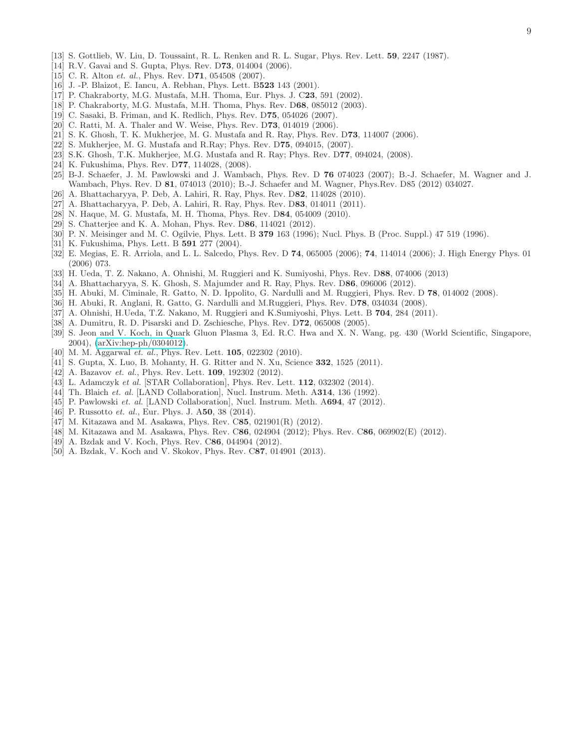[13] S. Gottlieb, W. Liu, D. Toussaint, R. L. Renken and R. L. Sugar, Phys. Rev. Lett. **59**, 2247 (1987).
[14] R.V. Gavai and S. Gupta, Phys. Rev. D**73**, 014004 (2006).
[15] C. R. Alton *et. al.*, Phys. Rev. D**71**, 054508 (2007).
[16] J. -P. Blaizot, E. Iancu, A. Rebhan, Phys. Lett. B**523** 143 (2001).
[17] P. Chakraborty, M.G. Mustafa, M.H. Thoma, Eur. Phys. J. C**23**, 591 (2002).
[18] P. Chakraborty, M.G. Mustafa, M.H. Thoma, Phys. Rev. D**68**, 085012 (2003).
[19] C. Sasaki, B. Friman, and K. Redlich, Phys. Rev. D**75**, 054026 (2007).
[20] C. Ratti, M. A. Thaler and W. Weise, Phys. Rev. D**73**, 014019 (2006).
[21] S. K. Ghosh, T. K. Mukherjee, M. G. Mustafa and R. Ray, Phys. Rev. D**73**, 114007 (2006).
[22] S. Mukherjee, M. G. Mustafa and R.Ray; Phys. Rev. D**75**, 094015, (2007).
[23] S.K. Ghosh, T.K. Mukherjee, M.G. Mustafa and R. Ray; Phys. Rev. D**77**, 094024, (2008).
[24] K. Fukushima, Phys. Rev. D**77**, 114028, (2008).
[25] B-J. Schaefer, J. M. Pawlowski and J. Wambach, Phys. Rev. D **76** 074023 (2007); B.-J. Schaefer, M. Wagner and J. Wambach, Phys. Rev. D **81**, 074013 (2010); B.-J. Schaefer and M. Wagner, Phys.Rev. D85 (2012) 034027.
[26] A. Bhattacharyya, P. Deb, A. Lahiri, R. Ray, Phys. Rev. D**82**, 114028 (2010).
[27] A. Bhattacharyya, P. Deb, A. Lahiri, R. Ray, Phys. Rev. D**83**, 014011 (2011).
[28] N. Haque, M. G. Mustafa, M. H. Thoma, Phys. Rev. D**84**, 054009 (2010).
[29] S. Chatterjee and K. A. Mohan, Phys. Rev. D**86**, 114021 (2012).
[30] P. N. Meisinger and M. C. Ogilvie, Phys. Lett. B **379** 163 (1996); Nucl. Phys. B (Proc. Suppl.) 47 519 (1996).
[31] K. Fukushima, Phys. Lett. B **591** 277 (2004).
[32] E. Megias, E. R. Arriola, and L. L. Salcedo, Phys. Rev. D **74**, 065005 (2006); **74**, 114014 (2006); J. High Energy Phys. 01 (2006) 073.
[33] H. Ueda, T. Z. Nakano, A. Ohnishi, M. Ruggieri and K. Sumiyoshi, Phys. Rev. D**88**, 074006 (2013)
[34] A. Bhattacharyya, S. K. Ghosh, S. Majumder and R. Ray, Phys. Rev. D**86**, 096006 (2012).
[35] H. Abuki, M. Ciminale, R. Gatto, N. D. Ippolito, G. Nardulli and M. Ruggieri, Phys. Rev. D **78**, 014002 (2008).
[36] H. Abuki, R. Anglani, R. Gatto, G. Nardulli and M.Ruggieri, Phys. Rev. D**78**, 034034 (2008).
[37] A. Ohnishi, H.Ueda, T.Z. Nakano, M. Ruggieri and K.Sumiyoshi, Phys. Lett. B **704**, 284 (2011).
[38] A. Dumitru, R. D. Pisarski and D. Zschiesche, Phys. Rev. D**72**, 065008 (2005).
[39] S. Jeon and V. Koch, in Quark Gluon Plasma 3, Ed. R.C. Hwa and X. N. Wang, pg. 430 (World Scientific, Singapore, 2004), (arXiv:hep-ph/0304012).
[40] M. M. Aggarwal *et. al.*, Phys. Rev. Lett. **105**, 022302 (2010).
[41] S. Gupta, X. Luo, B. Mohanty, H. G. Ritter and N. Xu, Science **332**, 1525 (2011).
[42] A. Bazavov *et. al.*, Phys. Rev. Lett. **109**, 192302 (2012).
[43] L. Adamczyk *et al.* [STAR Collaboration], Phys. Rev. Lett. **112**, 032302 (2014).
[44] Th. Blaich *et. al.* [LAND Collaboration], Nucl. Instrum. Meth. A**314**, 136 (1992).
[45] P. Pawlowski *et. al.* [LAND Collaboration], Nucl. Instrum. Meth. A**694**, 47 (2012).
[46] P. Russotto *et. al.*, Eur. Phys. J. A**50**, 38 (2014).
[47] M. Kitazawa and M. Asakawa, Phys. Rev. C**85**, 021901(R) (2012).
[48] M. Kitazawa and M. Asakawa, Phys. Rev. C**86**, 024904 (2012); Phys. Rev. C**86**, 069902(E) (2012).
[49] A. Bzdak and V. Koch, Phys. Rev. C**86**, 044904 (2012).
[50] A. Bzdak, V. Koch and V. Skokov, Phys. Rev. C**87**, 014901 (2013).